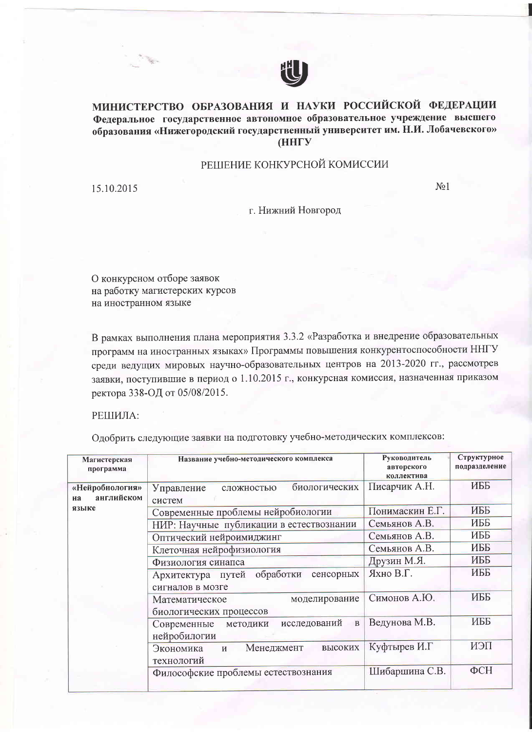**МИНИСТЕРСТВО ОБРАЗОВАНИЯ И НАУКИ РОССИЙСКОЙ ФЕДЕРАЦИИ**
**Федеральное государственное автономное образовательное учреждение высшего образования «Нижегородский государственный университет им. Н.И. Лобачевского» (ННГУ**

РЕШЕНИЕ КОНКУРСНОЙ КОМИССИИ

15.10.2015 №1

г. Нижний Новгород

О конкурсном отборе заявок
на работку магистерских курсов
на иностранном языке

В рамках выполнения плана мероприятия 3.3.2 «Разработка и внедрение образовательных программ на иностранных языках» Программы повышения конкурентоспособности ННГУ среди ведущих мировых научно-образовательных центров на 2013-2020 гг., рассмотрев заявки, поступившие в период о 1.10.2015 г., конкурсная комиссия, назначенная приказом ректора 338-ОД от 05/08/2015.

РЕШИЛА:

Одобрить следующие заявки на подготовку учебно-методических комплексов:

| Магистерская программа | Название учебно-методического комплекса | Руководитель авторского коллектива | Структурное подразделение |
|---|---|---|---|
| «Нейробиология» на английском языке | Управление сложностью биологических систем | Писарчик А.Н. | ИББ |
| | Современные проблемы нейробиологии | Понимаскин Е.Г. | ИББ |
| | НИР: Научные публикации в естествознании | Семьянов А.В. | ИББ |
| | Оптический нейроимиджинг | Семьянов А.В. | ИББ |
| | Клеточная нейрофизиология | Семьянов А.В. | ИББ |
| | Физиология синапса | Друзин М.Я. | ИББ |
| | Архитектура путей обработки сенсорных сигналов в мозге | Яхно В.Г. | ИББ |
| | Математическое моделирование биологических процессов | Симонов А.Ю. | ИББ |
| | Современные методики исследований в нейробилогии | Ведунова М.В. | ИББ |
| | Экономика и Менеджмент высоких технологий | Куфтырев И.Г | ИЭП |
| | Философские проблемы естествознания | Шибаршина С.В. | ФСН |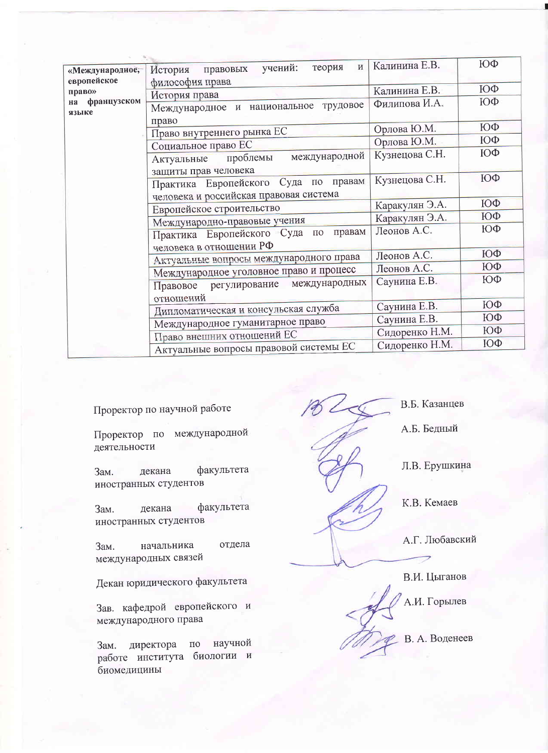| | | | |
|---|---|---|---|
| **«Международное, европейское право» на французском языке** | История правовых учений: теория и философия права | Калинина Е.В. | ЮФ |
| | История права | Калинина Е.В. | ЮФ |
| | Международное и национальное трудовое право | Филипова И.А. | ЮФ |
| | Право внутреннего рынка ЕС | Орлова Ю.М. | ЮФ |
| | Социальное право ЕС | Орлова Ю.М. | ЮФ |
| | Актуальные проблемы международной защиты прав человека | Кузнецова С.Н. | ЮФ |
| | Практика Европейского Суда по правам человека и российская правовая система | Кузнецова С.Н. | ЮФ |
| | Европейское строительство | Каракулян Э.А. | ЮФ |
| | Международно-правовые учения | Каракулян Э.А. | ЮФ |
| | Практика Европейского Суда по правам человека в отношении РФ | Леонов А.С. | ЮФ |
| | Актуальные вопросы международного права | Леонов А.С. | ЮФ |
| | Международное уголовное право и процесс | Леонов А.С. | ЮФ |
| | Правовое регулирование международных отношений | Саунина Е.В. | ЮФ |
| | Дипломатическая и консульская служба | Саунина Е.В. | ЮФ |
| | Международное гуманитарное право | Саунина Е.В. | ЮФ |
| | Право внешних отношений ЕС | Сидоренко Н.М. | ЮФ |
| | Актуальные вопросы правовой системы ЕС | Сидоренко Н.М. | ЮФ |

Проректор по научной работе — В.Б. Казанцев

Проректор по международной деятельности — А.Б. Бедный

Зам. декана факультета иностранных студентов — Л.В. Ерушкина

Зам. декана факультета иностранных студентов — К.В. Кемаев

Зам. начальника отдела международных связей — А.Г. Любавский

Декан юридического факультета — В.И. Цыганов

Зав. кафедрой европейского и международного права — А.И. Горылев

Зам. директора по научной работе института биологии и биомедицины — В. А. Воденеев